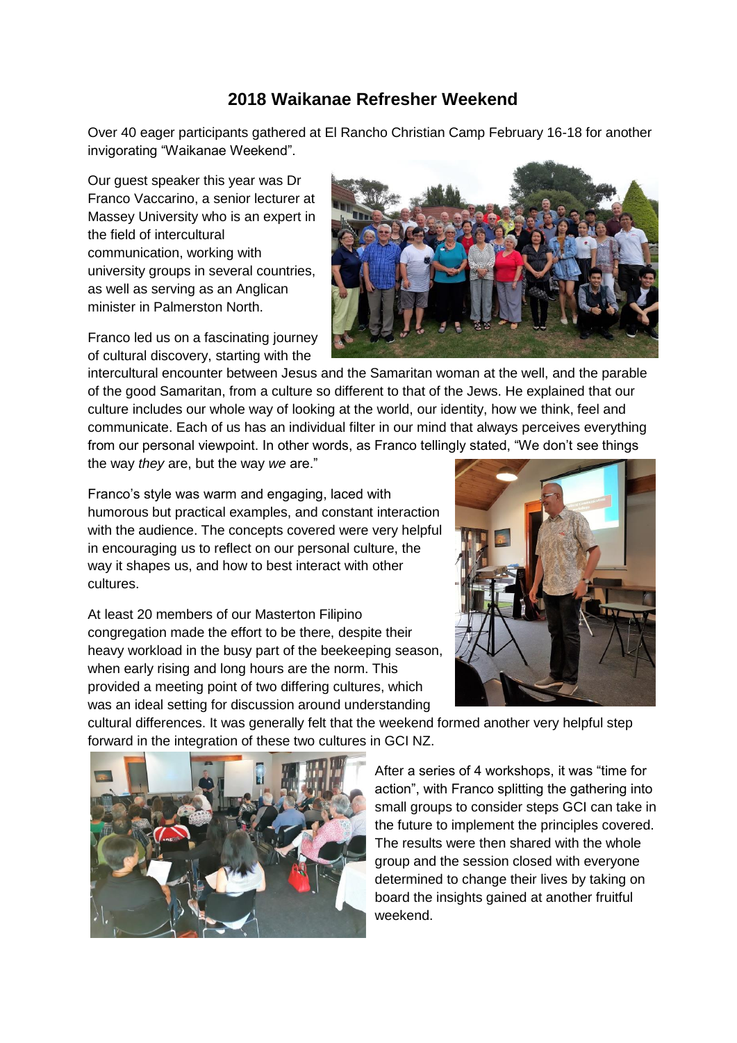# 2018 Waikanae Refresher Weekend

Over 40 eager participants gathered at El Rancho Christian Camp February 16-18 for another invigorating "Waikanae Weekend".

Our guest speaker this year was Dr Franco Vaccarino, a senior lecturer at Massey University who is an expert in the field of intercultural communication, working with university groups in several countries, as well as serving as an Anglican minister in Palmerston North.

Franco led us on a fascinating journey of cultural discovery, starting with the intercultural encounter between Jesus and the Samaritan woman at the well, and the parable of the good Samaritan, from a culture so different to that of the Jews. He explained that our culture includes our whole way of looking at the world, our identity, how we think, feel and communicate. Each of us has an individual filter in our mind that always perceives everything from our personal viewpoint. In other words, as Franco tellingly stated, "We don't see things the way *they* are, but the way *we* are."

Franco's style was warm and engaging, laced with humorous but practical examples, and constant interaction with the audience. The concepts covered were very helpful in encouraging us to reflect on our personal culture, the way it shapes us, and how to best interact with other cultures.

At least 20 members of our Masterton Filipino congregation made the effort to be there, despite their heavy workload in the busy part of the beekeeping season, when early rising and long hours are the norm. This provided a meeting point of two differing cultures, which was an ideal setting for discussion around understanding cultural differences. It was generally felt that the weekend formed another very helpful step forward in the integration of these two cultures in GCI NZ.

After a series of 4 workshops, it was "time for action", with Franco splitting the gathering into small groups to consider steps GCI can take in the future to implement the principles covered. The results were then shared with the whole group and the session closed with everyone determined to change their lives by taking on board the insights gained at another fruitful weekend.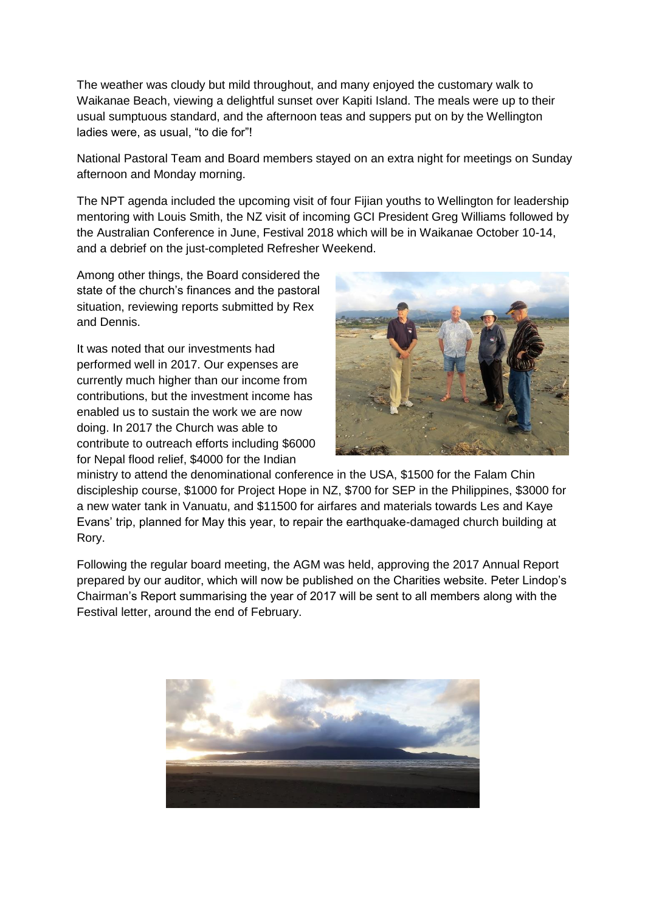The weather was cloudy but mild throughout, and many enjoyed the customary walk to Waikanae Beach, viewing a delightful sunset over Kapiti Island. The meals were up to their usual sumptuous standard, and the afternoon teas and suppers put on by the Wellington ladies were, as usual, "to die for"!

National Pastoral Team and Board members stayed on an extra night for meetings on Sunday afternoon and Monday morning.

The NPT agenda included the upcoming visit of four Fijian youths to Wellington for leadership mentoring with Louis Smith, the NZ visit of incoming GCI President Greg Williams followed by the Australian Conference in June, Festival 2018 which will be in Waikanae October 10-14, and a debrief on the just-completed Refresher Weekend.

Among other things, the Board considered the state of the church's finances and the pastoral situation, reviewing reports submitted by Rex and Dennis.

It was noted that our investments had performed well in 2017. Our expenses are currently much higher than our income from contributions, but the investment income has enabled us to sustain the work we are now doing. In 2017 the Church was able to contribute to outreach efforts including $6000 for Nepal flood relief, $4000 for the Indian ministry to attend the denominational conference in the USA, $1500 for the Falam Chin discipleship course, $1000 for Project Hope in NZ, $700 for SEP in the Philippines, $3000 for a new water tank in Vanuatu, and $11500 for airfares and materials towards Les and Kaye Evans' trip, planned for May this year, to repair the earthquake-damaged church building at Rory.

Following the regular board meeting, the AGM was held, approving the 2017 Annual Report prepared by our auditor, which will now be published on the Charities website. Peter Lindop's Chairman's Report summarising the year of 2017 will be sent to all members along with the Festival letter, around the end of February.